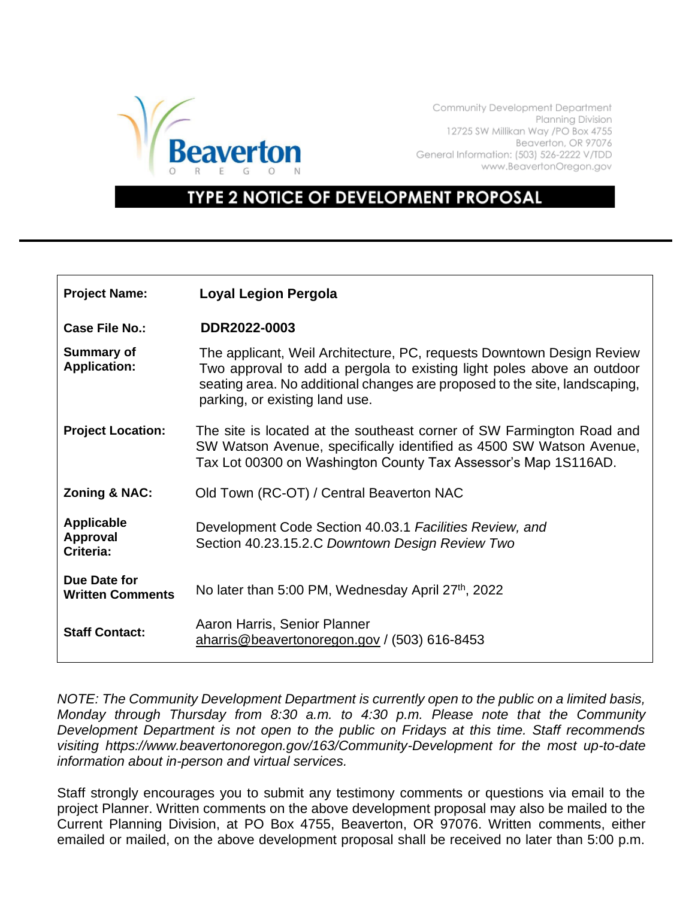Community Development Department
Planning Division
12725 SW Millikan Way /PO Box 4755
Beaverton, OR 97076
General Information: (503) 526-2222 V/TDD
www.BeavertonOregon.gov

# TYPE 2 NOTICE OF DEVELOPMENT PROPOSAL

| | |
|---|---|
| **Project Name:** | **Loyal Legion Pergola** |
| **Case File No.:** | **DDR2022-0003** |
| **Summary of Application:** | The applicant, Weil Architecture, PC, requests Downtown Design Review Two approval to add a pergola to existing light poles above an outdoor seating area. No additional changes are proposed to the site, landscaping, parking, or existing land use. |
| **Project Location:** | The site is located at the southeast corner of SW Farmington Road and SW Watson Avenue, specifically identified as 4500 SW Watson Avenue, Tax Lot 00300 on Washington County Tax Assessor's Map 1S116AD. |
| **Zoning & NAC:** | Old Town (RC-OT) / Central Beaverton NAC |
| **Applicable Approval Criteria:** | Development Code Section 40.03.1 *Facilities Review, and* Section 40.23.15.2.C *Downtown Design Review Two* |
| **Due Date for Written Comments** | No later than 5:00 PM, Wednesday April 27th, 2022 |
| **Staff Contact:** | Aaron Harris, Senior Planner aharris@beavertonoregon.gov / (503) 616-8453 |

*NOTE: The Community Development Department is currently open to the public on a limited basis, Monday through Thursday from 8:30 a.m. to 4:30 p.m. Please note that the Community Development Department is not open to the public on Fridays at this time. Staff recommends visiting https://www.beavertonoregon.gov/163/Community-Development for the most up-to-date information about in-person and virtual services.*

Staff strongly encourages you to submit any testimony comments or questions via email to the project Planner. Written comments on the above development proposal may also be mailed to the Current Planning Division, at PO Box 4755, Beaverton, OR 97076. Written comments, either emailed or mailed, on the above development proposal shall be received no later than 5:00 p.m.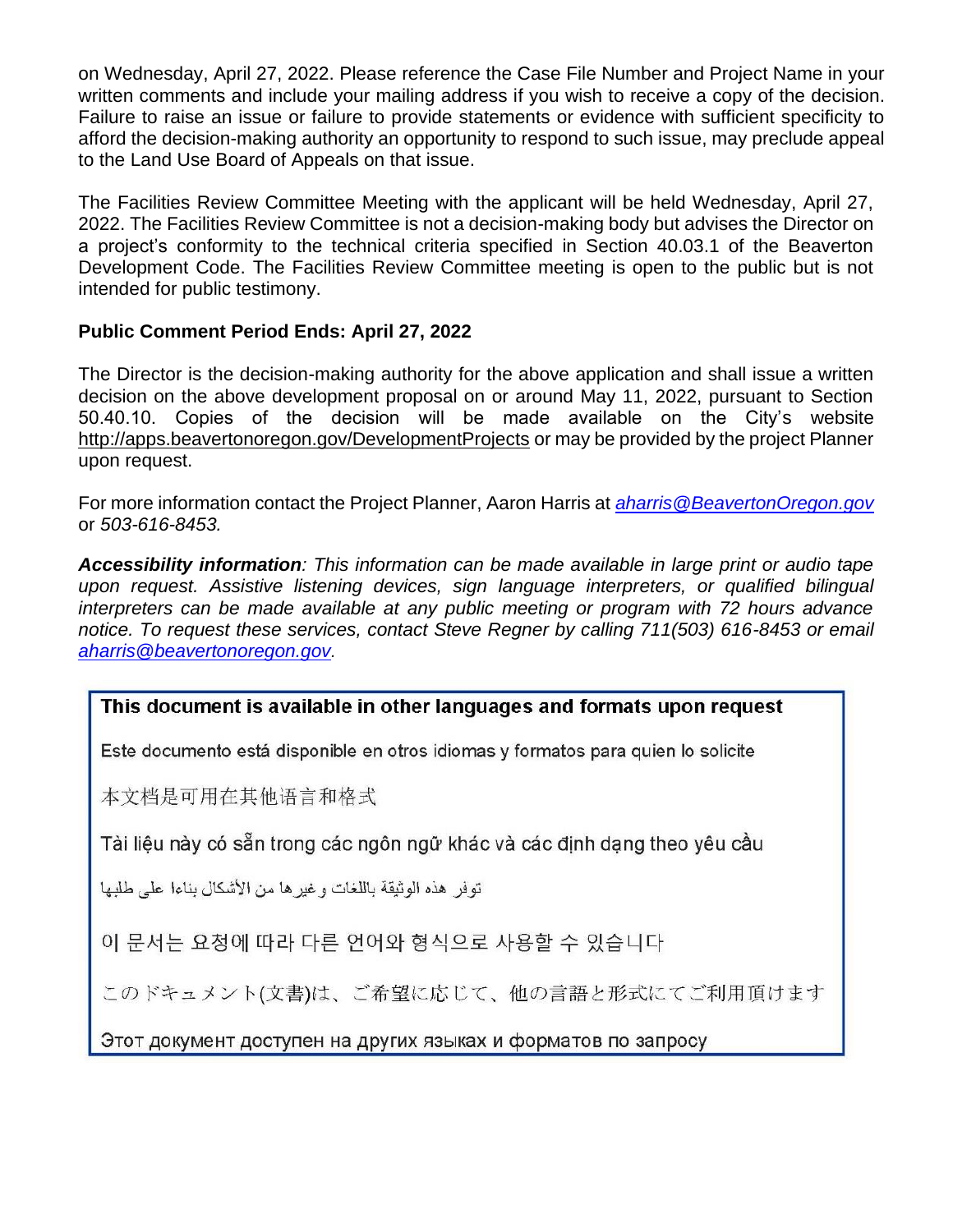on Wednesday, April 27, 2022. Please reference the Case File Number and Project Name in your written comments and include your mailing address if you wish to receive a copy of the decision. Failure to raise an issue or failure to provide statements or evidence with sufficient specificity to afford the decision-making authority an opportunity to respond to such issue, may preclude appeal to the Land Use Board of Appeals on that issue.

The Facilities Review Committee Meeting with the applicant will be held Wednesday, April 27, 2022. The Facilities Review Committee is not a decision-making body but advises the Director on a project's conformity to the technical criteria specified in Section 40.03.1 of the Beaverton Development Code. The Facilities Review Committee meeting is open to the public but is not intended for public testimony.

**Public Comment Period Ends: April 27, 2022**

The Director is the decision-making authority for the above application and shall issue a written decision on the above development proposal on or around May 11, 2022, pursuant to Section 50.40.10. Copies of the decision will be made available on the City's website http://apps.beavertonoregon.gov/DevelopmentProjects or may be provided by the project Planner upon request.

For more information contact the Project Planner, Aaron Harris at *aharris@BeavertonOregon.gov* or *503-616-8453.*

***Accessibility information****: This information can be made available in large print or audio tape upon request. Assistive listening devices, sign language interpreters, or qualified bilingual interpreters can be made available at any public meeting or program with 72 hours advance notice. To request these services, contact Steve Regner by calling 711(503) 616-8453 or email aharris@beavertonoregon.gov.*

**This document is available in other languages and formats upon request**

Este documento está disponible en otros idiomas y formatos para quien lo solicite

本文档是可用在其他语言和格式

Tài liệu này có sẵn trong các ngôn ngữ khác và các định dạng theo yêu cầu

توفر هذه الوثيقة باللغات وغيرها من الأشكال بناءا على طلبها

이 문서는 요청에 따라 다른 언어와 형식으로 사용할 수 있습니다

このドキュメント(文書)は、ご希望に応じて、他の言語と形式にてご利用頂けます

Этот документ доступен на других языках и форматов по запросу